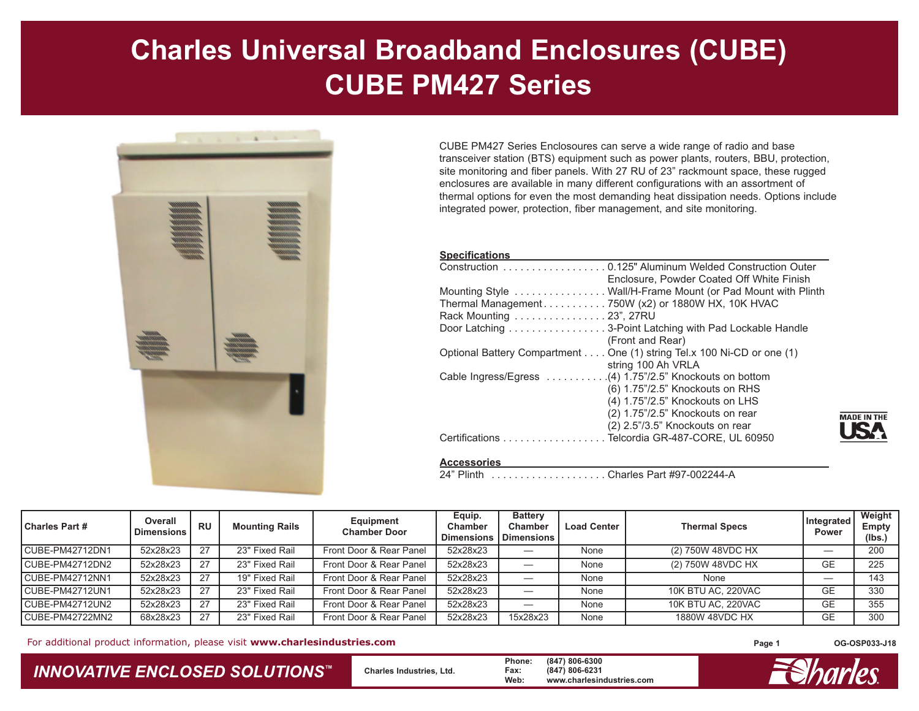# Charles Universal Broadband Enclosures (CUBE)
# CUBE PM427 Series

CUBE PM427 Series Enclosoures can serve a wide range of radio and base transceiver station (BTS) equipment such as power plants, routers, BBU, protection, site monitoring and fiber panels. With 27 RU of 23" rackmount space, these rugged enclosures are available in many different configurations with an assortment of thermal options for even the most demanding heat dissipation needs. Options include integrated power, protection, fiber management, and site monitoring.

## Specifications

Construction . . . . . . . . . . . . . . . . . . 0.125" Aluminum Welded Construction Outer Enclosure, Powder Coated Off White Finish
Mounting Style . . . . . . . . . . . . . . . . Wall/H-Frame Mount (or Pad Mount with Plinth
Thermal Management . . . . . . . . . . . 750W (x2) or 1880W HX, 10K HVAC
Rack Mounting . . . . . . . . . . . . . . . . 23", 27RU
Door Latching . . . . . . . . . . . . . . . . . 3-Point Latching with Pad Lockable Handle (Front and Rear)
Optional Battery Compartment . . . . One (1) string Tel.x 100 Ni-CD or one (1) string 100 Ah VRLA
Cable Ingress/Egress . . . . . . . . . . . (4) 1.75"/2.5" Knockouts on bottom
(6) 1.75"/2.5" Knockouts on RHS
(4) 1.75"/2.5" Knockouts on LHS
(2) 1.75"/2.5" Knockouts on rear
(2) 2.5"/3.5" Knockouts on rear
Certifications . . . . . . . . . . . . . . . . . . Telcordia GR-487-CORE, UL 60950

MADE IN THE USA

## Accessories

24" Plinth . . . . . . . . . . . . . . . . . . . . Charles Part #97-002244-A

| Charles Part # | Overall Dimensions | RU | Mounting Rails | Equipment Chamber Door | Equip. Chamber Dimensions | Battery Chamber Dimensions | Load Center | Thermal Specs | Integrated Power | Weight Empty (lbs.) |
|---|---|---|---|---|---|---|---|---|---|---|
| CUBE-PM42712DN1 | 52x28x23 | 27 | 23" Fixed Rail | Front Door & Rear Panel | 52x28x23 | — | None | (2) 750W 48VDC HX | — | 200 |
| CUBE-PM42712DN2 | 52x28x23 | 27 | 23" Fixed Rail | Front Door & Rear Panel | 52x28x23 | — | None | (2) 750W 48VDC HX | GE | 225 |
| CUBE-PM42712NN1 | 52x28x23 | 27 | 19" Fixed Rail | Front Door & Rear Panel | 52x28x23 | — | None | None | — | 143 |
| CUBE-PM42712UN1 | 52x28x23 | 27 | 23" Fixed Rail | Front Door & Rear Panel | 52x28x23 | — | None | 10K BTU AC, 220VAC | GE | 330 |
| CUBE-PM42712UN2 | 52x28x23 | 27 | 23" Fixed Rail | Front Door & Rear Panel | 52x28x23 | — | None | 10K BTU AC, 220VAC | GE | 355 |
| CUBE-PM42722MN2 | 68x28x23 | 27 | 23" Fixed Rail | Front Door & Rear Panel | 52x28x23 | 15x28x23 | None | 1880W 48VDC HX | GE | 300 |

For additional product information, please visit **www.charlesindustries.com**

OG-OSP033-J18

*INNOVATIVE ENCLOSED SOLUTIONS™*

Charles Industries, Ltd.
Phone: (847) 806-6300
Fax: (847) 806-6231
Web: www.charlesindustries.com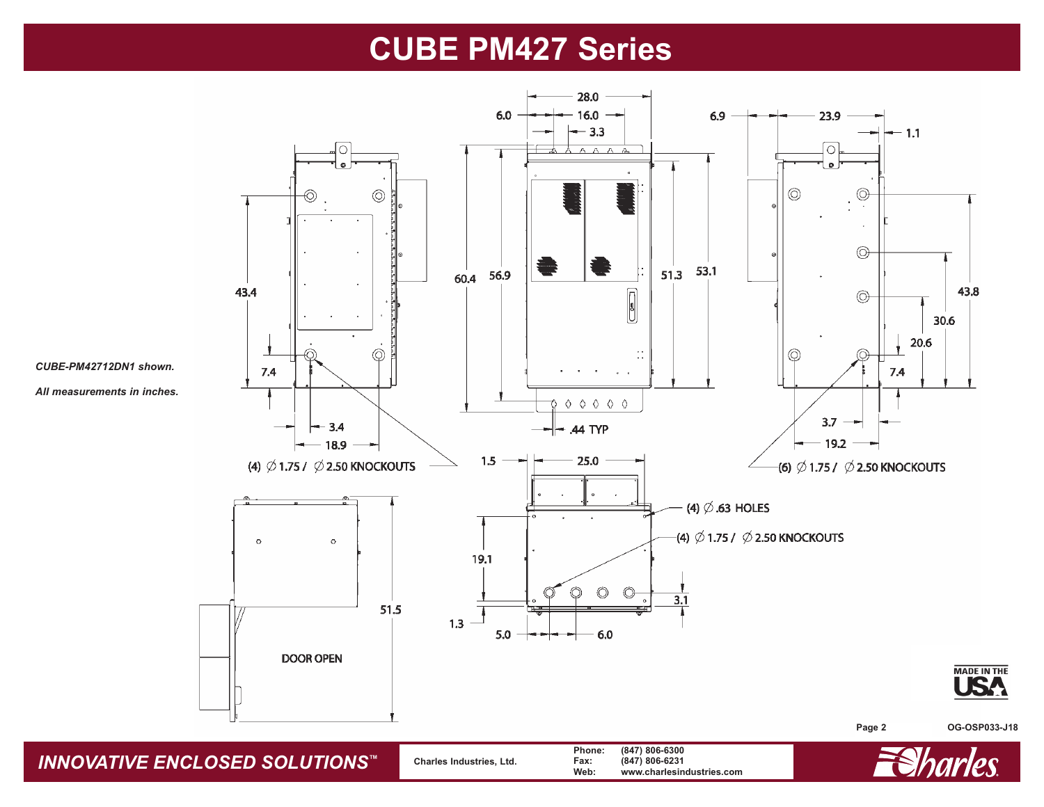# CUBE PM427 Series

*CUBE-PM42712DN1 shown.*

*All measurements in inches.*

28.0

6.0

16.0

3.3

6.9

23.9

1.1

60.4

56.9

51.3

53.1

43.4

7.4

3.4

18.9

(4) ∅ 1.75 / ∅ 2.50 KNOCKOUTS

.44 TYP

43.8

30.6

20.6

7.4

3.7

19.2

(6) ∅ 1.75 / ∅ 2.50 KNOCKOUTS

1.5

25.0

(4) ∅ .63 HOLES

(4) ∅ 1.75 / ∅ 2.50 KNOCKOUTS

19.1

3.1

1.3

5.0

6.0

51.5

DOOR OPEN

MADE IN THE USA

OG-OSP033-J18

*INNOVATIVE ENCLOSED SOLUTIONS™*

Charles Industries, Ltd.

Phone: (847) 806-6300
Fax: (847) 806-6231
Web: www.charlesindustries.com

Charles